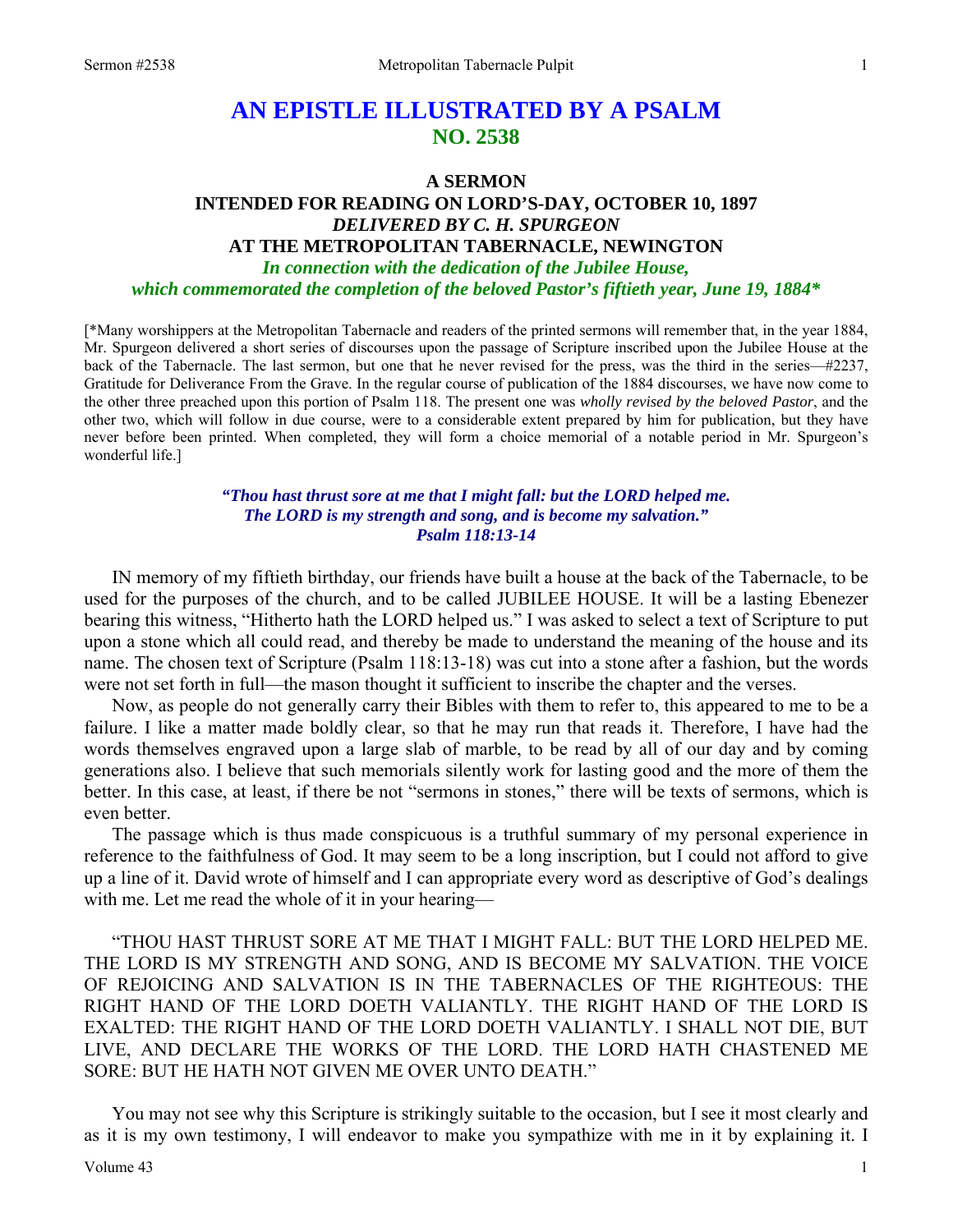# AN EPISTLE ILLUSTRATED BY A PSALM
## NO. 2538

### A SERMON
### INTENDED FOR READING ON LORD'S-DAY, OCTOBER 10, 1897
### *DELIVERED BY C. H. SPURGEON*
### AT THE METROPOLITAN TABERNACLE, NEWINGTON
### *In connection with the dedication of the Jubilee House, which commemorated the completion of the beloved Pastor's fiftieth year, June 19, 1884\**

[\*Many worshippers at the Metropolitan Tabernacle and readers of the printed sermons will remember that, in the year 1884, Mr. Spurgeon delivered a short series of discourses upon the passage of Scripture inscribed upon the Jubilee House at the back of the Tabernacle. The last sermon, but one that he never revised for the press, was the third in the series—#2237, Gratitude for Deliverance From the Grave. In the regular course of publication of the 1884 discourses, we have now come to the other three preached upon this portion of Psalm 118. The present one was *wholly revised by the beloved Pastor*, and the other two, which will follow in due course, were to a considerable extent prepared by him for publication, but they have never before been printed. When completed, they will form a choice memorial of a notable period in Mr. Spurgeon's wonderful life.]

***"Thou hast thrust sore at me that I might fall: but the LORD helped me. The LORD is my strength and song, and is become my salvation." Psalm 118:13-14***

IN memory of my fiftieth birthday, our friends have built a house at the back of the Tabernacle, to be used for the purposes of the church, and to be called JUBILEE HOUSE. It will be a lasting Ebenezer bearing this witness, "Hitherto hath the LORD helped us." I was asked to select a text of Scripture to put upon a stone which all could read, and thereby be made to understand the meaning of the house and its name. The chosen text of Scripture (Psalm 118:13-18) was cut into a stone after a fashion, but the words were not set forth in full—the mason thought it sufficient to inscribe the chapter and the verses.

Now, as people do not generally carry their Bibles with them to refer to, this appeared to me to be a failure. I like a matter made boldly clear, so that he may run that reads it. Therefore, I have had the words themselves engraved upon a large slab of marble, to be read by all of our day and by coming generations also. I believe that such memorials silently work for lasting good and the more of them the better. In this case, at least, if there be not "sermons in stones," there will be texts of sermons, which is even better.

The passage which is thus made conspicuous is a truthful summary of my personal experience in reference to the faithfulness of God. It may seem to be a long inscription, but I could not afford to give up a line of it. David wrote of himself and I can appropriate every word as descriptive of God's dealings with me. Let me read the whole of it in your hearing—

"THOU HAST THRUST SORE AT ME THAT I MIGHT FALL: BUT THE LORD HELPED ME. THE LORD IS MY STRENGTH AND SONG, AND IS BECOME MY SALVATION. THE VOICE OF REJOICING AND SALVATION IS IN THE TABERNACLES OF THE RIGHTEOUS: THE RIGHT HAND OF THE LORD DOETH VALIANTLY. THE RIGHT HAND OF THE LORD IS EXALTED: THE RIGHT HAND OF THE LORD DOETH VALIANTLY. I SHALL NOT DIE, BUT LIVE, AND DECLARE THE WORKS OF THE LORD. THE LORD HATH CHASTENED ME SORE: BUT HE HATH NOT GIVEN ME OVER UNTO DEATH."

You may not see why this Scripture is strikingly suitable to the occasion, but I see it most clearly and as it is my own testimony, I will endeavor to make you sympathize with me in it by explaining it. I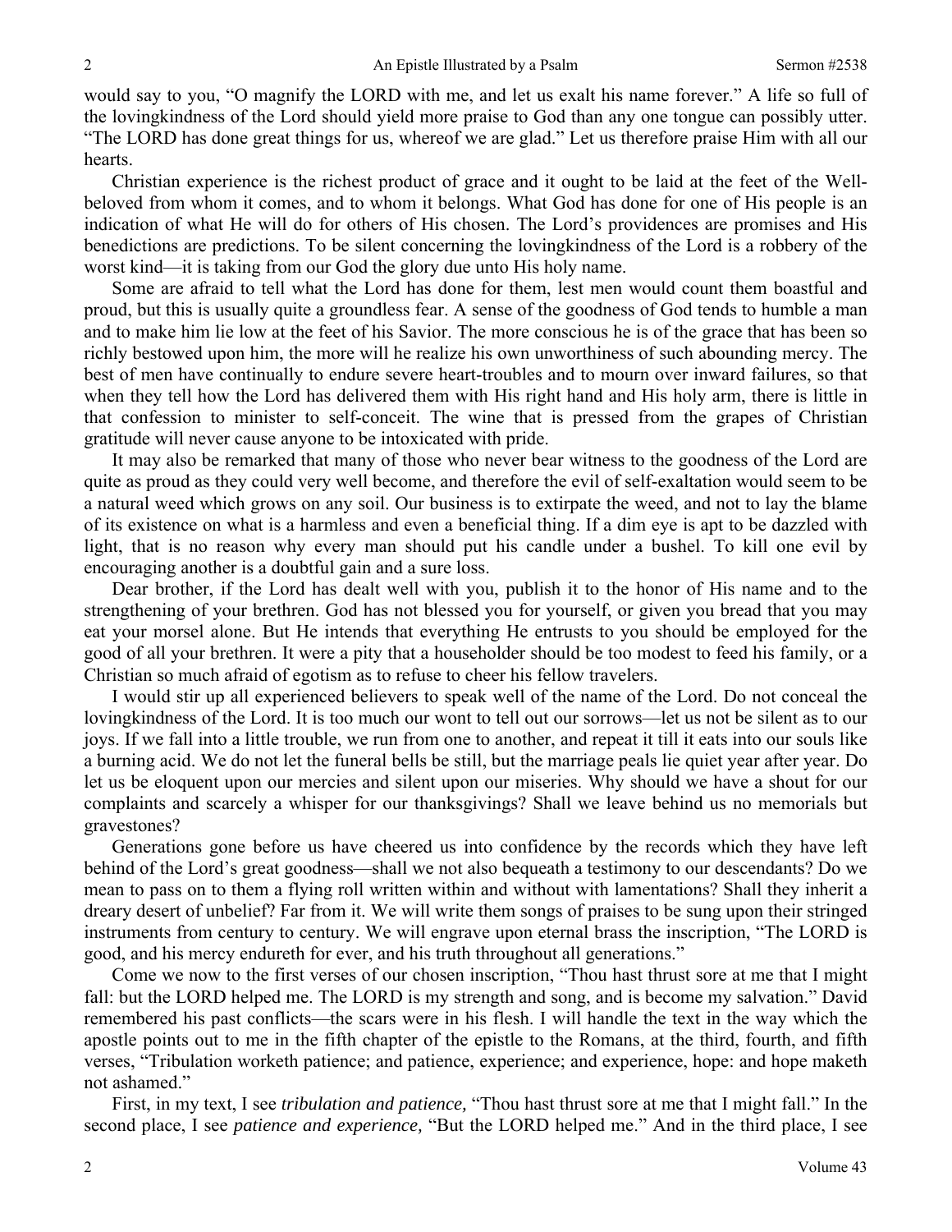would say to you, "O magnify the LORD with me, and let us exalt his name forever." A life so full of the lovingkindness of the Lord should yield more praise to God than any one tongue can possibly utter. "The LORD has done great things for us, whereof we are glad." Let us therefore praise Him with all our hearts.

Christian experience is the richest product of grace and it ought to be laid at the feet of the Well-beloved from whom it comes, and to whom it belongs. What God has done for one of His people is an indication of what He will do for others of His chosen. The Lord's providences are promises and His benedictions are predictions. To be silent concerning the lovingkindness of the Lord is a robbery of the worst kind—it is taking from our God the glory due unto His holy name.

Some are afraid to tell what the Lord has done for them, lest men would count them boastful and proud, but this is usually quite a groundless fear. A sense of the goodness of God tends to humble a man and to make him lie low at the feet of his Savior. The more conscious he is of the grace that has been so richly bestowed upon him, the more will he realize his own unworthiness of such abounding mercy. The best of men have continually to endure severe heart-troubles and to mourn over inward failures, so that when they tell how the Lord has delivered them with His right hand and His holy arm, there is little in that confession to minister to self-conceit. The wine that is pressed from the grapes of Christian gratitude will never cause anyone to be intoxicated with pride.

It may also be remarked that many of those who never bear witness to the goodness of the Lord are quite as proud as they could very well become, and therefore the evil of self-exaltation would seem to be a natural weed which grows on any soil. Our business is to extirpate the weed, and not to lay the blame of its existence on what is a harmless and even a beneficial thing. If a dim eye is apt to be dazzled with light, that is no reason why every man should put his candle under a bushel. To kill one evil by encouraging another is a doubtful gain and a sure loss.

Dear brother, if the Lord has dealt well with you, publish it to the honor of His name and to the strengthening of your brethren. God has not blessed you for yourself, or given you bread that you may eat your morsel alone. But He intends that everything He entrusts to you should be employed for the good of all your brethren. It were a pity that a householder should be too modest to feed his family, or a Christian so much afraid of egotism as to refuse to cheer his fellow travelers.

I would stir up all experienced believers to speak well of the name of the Lord. Do not conceal the lovingkindness of the Lord. It is too much our wont to tell out our sorrows—let us not be silent as to our joys. If we fall into a little trouble, we run from one to another, and repeat it till it eats into our souls like a burning acid. We do not let the funeral bells be still, but the marriage peals lie quiet year after year. Do let us be eloquent upon our mercies and silent upon our miseries. Why should we have a shout for our complaints and scarcely a whisper for our thanksgivings? Shall we leave behind us no memorials but gravestones?

Generations gone before us have cheered us into confidence by the records which they have left behind of the Lord's great goodness—shall we not also bequeath a testimony to our descendants? Do we mean to pass on to them a flying roll written within and without with lamentations? Shall they inherit a dreary desert of unbelief? Far from it. We will write them songs of praises to be sung upon their stringed instruments from century to century. We will engrave upon eternal brass the inscription, "The LORD is good, and his mercy endureth for ever, and his truth throughout all generations."

Come we now to the first verses of our chosen inscription, "Thou hast thrust sore at me that I might fall: but the LORD helped me. The LORD is my strength and song, and is become my salvation." David remembered his past conflicts—the scars were in his flesh. I will handle the text in the way which the apostle points out to me in the fifth chapter of the epistle to the Romans, at the third, fourth, and fifth verses, "Tribulation worketh patience; and patience, experience; and experience, hope: and hope maketh not ashamed."

First, in my text, I see *tribulation and patience,* "Thou hast thrust sore at me that I might fall." In the second place, I see *patience and experience,* "But the LORD helped me." And in the third place, I see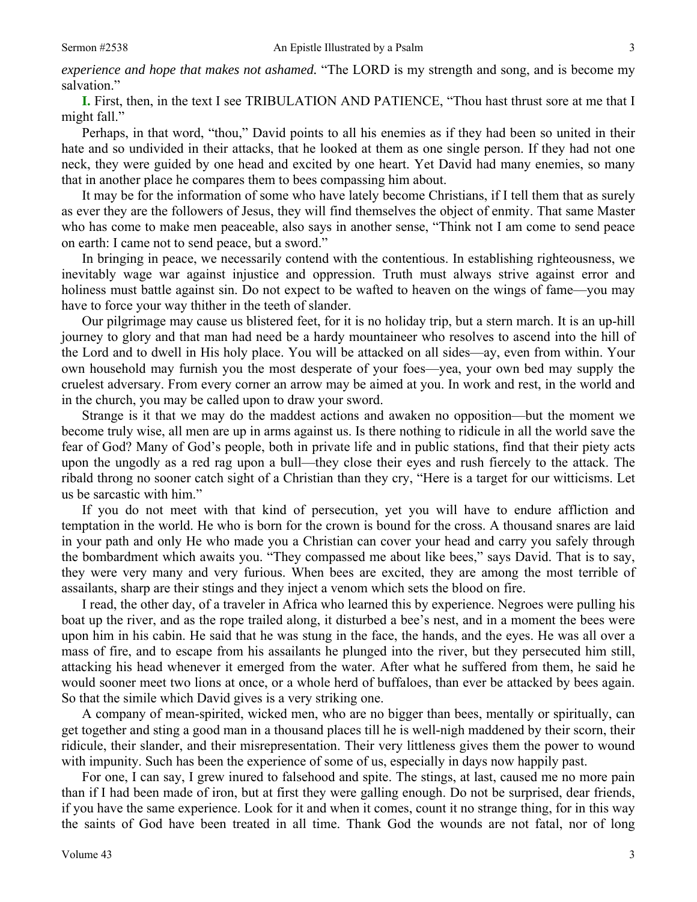*experience and hope that makes not ashamed.* "The LORD is my strength and song, and is become my salvation."

**I.** First, then, in the text I see TRIBULATION AND PATIENCE, "Thou hast thrust sore at me that I might fall."

Perhaps, in that word, "thou," David points to all his enemies as if they had been so united in their hate and so undivided in their attacks, that he looked at them as one single person. If they had not one neck, they were guided by one head and excited by one heart. Yet David had many enemies, so many that in another place he compares them to bees compassing him about.

It may be for the information of some who have lately become Christians, if I tell them that as surely as ever they are the followers of Jesus, they will find themselves the object of enmity. That same Master who has come to make men peaceable, also says in another sense, "Think not I am come to send peace on earth: I came not to send peace, but a sword."

In bringing in peace, we necessarily contend with the contentious. In establishing righteousness, we inevitably wage war against injustice and oppression. Truth must always strive against error and holiness must battle against sin. Do not expect to be wafted to heaven on the wings of fame—you may have to force your way thither in the teeth of slander.

Our pilgrimage may cause us blistered feet, for it is no holiday trip, but a stern march. It is an up-hill journey to glory and that man had need be a hardy mountaineer who resolves to ascend into the hill of the Lord and to dwell in His holy place. You will be attacked on all sides—ay, even from within. Your own household may furnish you the most desperate of your foes—yea, your own bed may supply the cruelest adversary. From every corner an arrow may be aimed at you. In work and rest, in the world and in the church, you may be called upon to draw your sword.

Strange is it that we may do the maddest actions and awaken no opposition—but the moment we become truly wise, all men are up in arms against us. Is there nothing to ridicule in all the world save the fear of God? Many of God's people, both in private life and in public stations, find that their piety acts upon the ungodly as a red rag upon a bull—they close their eyes and rush fiercely to the attack. The ribald throng no sooner catch sight of a Christian than they cry, "Here is a target for our witticisms. Let us be sarcastic with him."

If you do not meet with that kind of persecution, yet you will have to endure affliction and temptation in the world. He who is born for the crown is bound for the cross. A thousand snares are laid in your path and only He who made you a Christian can cover your head and carry you safely through the bombardment which awaits you. "They compassed me about like bees," says David. That is to say, they were very many and very furious. When bees are excited, they are among the most terrible of assailants, sharp are their stings and they inject a venom which sets the blood on fire.

I read, the other day, of a traveler in Africa who learned this by experience. Negroes were pulling his boat up the river, and as the rope trailed along, it disturbed a bee's nest, and in a moment the bees were upon him in his cabin. He said that he was stung in the face, the hands, and the eyes. He was all over a mass of fire, and to escape from his assailants he plunged into the river, but they persecuted him still, attacking his head whenever it emerged from the water. After what he suffered from them, he said he would sooner meet two lions at once, or a whole herd of buffaloes, than ever be attacked by bees again. So that the simile which David gives is a very striking one.

A company of mean-spirited, wicked men, who are no bigger than bees, mentally or spiritually, can get together and sting a good man in a thousand places till he is well-nigh maddened by their scorn, their ridicule, their slander, and their misrepresentation. Their very littleness gives them the power to wound with impunity. Such has been the experience of some of us, especially in days now happily past.

For one, I can say, I grew inured to falsehood and spite. The stings, at last, caused me no more pain than if I had been made of iron, but at first they were galling enough. Do not be surprised, dear friends, if you have the same experience. Look for it and when it comes, count it no strange thing, for in this way the saints of God have been treated in all time. Thank God the wounds are not fatal, nor of long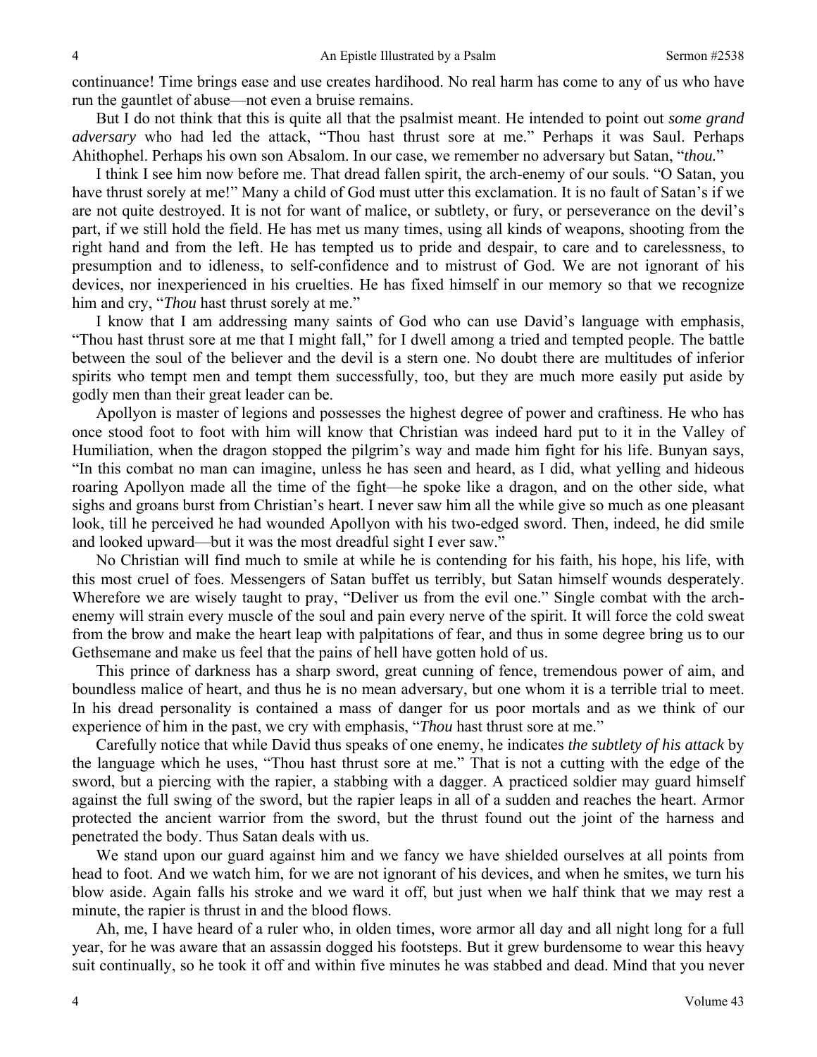continuance! Time brings ease and use creates hardihood. No real harm has come to any of us who have run the gauntlet of abuse—not even a bruise remains.

But I do not think that this is quite all that the psalmist meant. He intended to point out *some grand adversary* who had led the attack, "Thou hast thrust sore at me." Perhaps it was Saul. Perhaps Ahithophel. Perhaps his own son Absalom. In our case, we remember no adversary but Satan, "*thou.*"

I think I see him now before me. That dread fallen spirit, the arch-enemy of our souls. "O Satan, you have thrust sorely at me!" Many a child of God must utter this exclamation. It is no fault of Satan's if we are not quite destroyed. It is not for want of malice, or subtlety, or fury, or perseverance on the devil's part, if we still hold the field. He has met us many times, using all kinds of weapons, shooting from the right hand and from the left. He has tempted us to pride and despair, to care and to carelessness, to presumption and to idleness, to self-confidence and to mistrust of God. We are not ignorant of his devices, nor inexperienced in his cruelties. He has fixed himself in our memory so that we recognize him and cry, "*Thou* hast thrust sorely at me."

I know that I am addressing many saints of God who can use David's language with emphasis, "Thou hast thrust sore at me that I might fall," for I dwell among a tried and tempted people. The battle between the soul of the believer and the devil is a stern one. No doubt there are multitudes of inferior spirits who tempt men and tempt them successfully, too, but they are much more easily put aside by godly men than their great leader can be.

Apollyon is master of legions and possesses the highest degree of power and craftiness. He who has once stood foot to foot with him will know that Christian was indeed hard put to it in the Valley of Humiliation, when the dragon stopped the pilgrim's way and made him fight for his life. Bunyan says, "In this combat no man can imagine, unless he has seen and heard, as I did, what yelling and hideous roaring Apollyon made all the time of the fight—he spoke like a dragon, and on the other side, what sighs and groans burst from Christian's heart. I never saw him all the while give so much as one pleasant look, till he perceived he had wounded Apollyon with his two-edged sword. Then, indeed, he did smile and looked upward—but it was the most dreadful sight I ever saw."

No Christian will find much to smile at while he is contending for his faith, his hope, his life, with this most cruel of foes. Messengers of Satan buffet us terribly, but Satan himself wounds desperately. Wherefore we are wisely taught to pray, "Deliver us from the evil one." Single combat with the arch-enemy will strain every muscle of the soul and pain every nerve of the spirit. It will force the cold sweat from the brow and make the heart leap with palpitations of fear, and thus in some degree bring us to our Gethsemane and make us feel that the pains of hell have gotten hold of us.

This prince of darkness has a sharp sword, great cunning of fence, tremendous power of aim, and boundless malice of heart, and thus he is no mean adversary, but one whom it is a terrible trial to meet. In his dread personality is contained a mass of danger for us poor mortals and as we think of our experience of him in the past, we cry with emphasis, "*Thou* hast thrust sore at me."

Carefully notice that while David thus speaks of one enemy, he indicates *the subtlety of his attack* by the language which he uses, "Thou hast thrust sore at me." That is not a cutting with the edge of the sword, but a piercing with the rapier, a stabbing with a dagger. A practiced soldier may guard himself against the full swing of the sword, but the rapier leaps in all of a sudden and reaches the heart. Armor protected the ancient warrior from the sword, but the thrust found out the joint of the harness and penetrated the body. Thus Satan deals with us.

We stand upon our guard against him and we fancy we have shielded ourselves at all points from head to foot. And we watch him, for we are not ignorant of his devices, and when he smites, we turn his blow aside. Again falls his stroke and we ward it off, but just when we half think that we may rest a minute, the rapier is thrust in and the blood flows.

Ah, me, I have heard of a ruler who, in olden times, wore armor all day and all night long for a full year, for he was aware that an assassin dogged his footsteps. But it grew burdensome to wear this heavy suit continually, so he took it off and within five minutes he was stabbed and dead. Mind that you never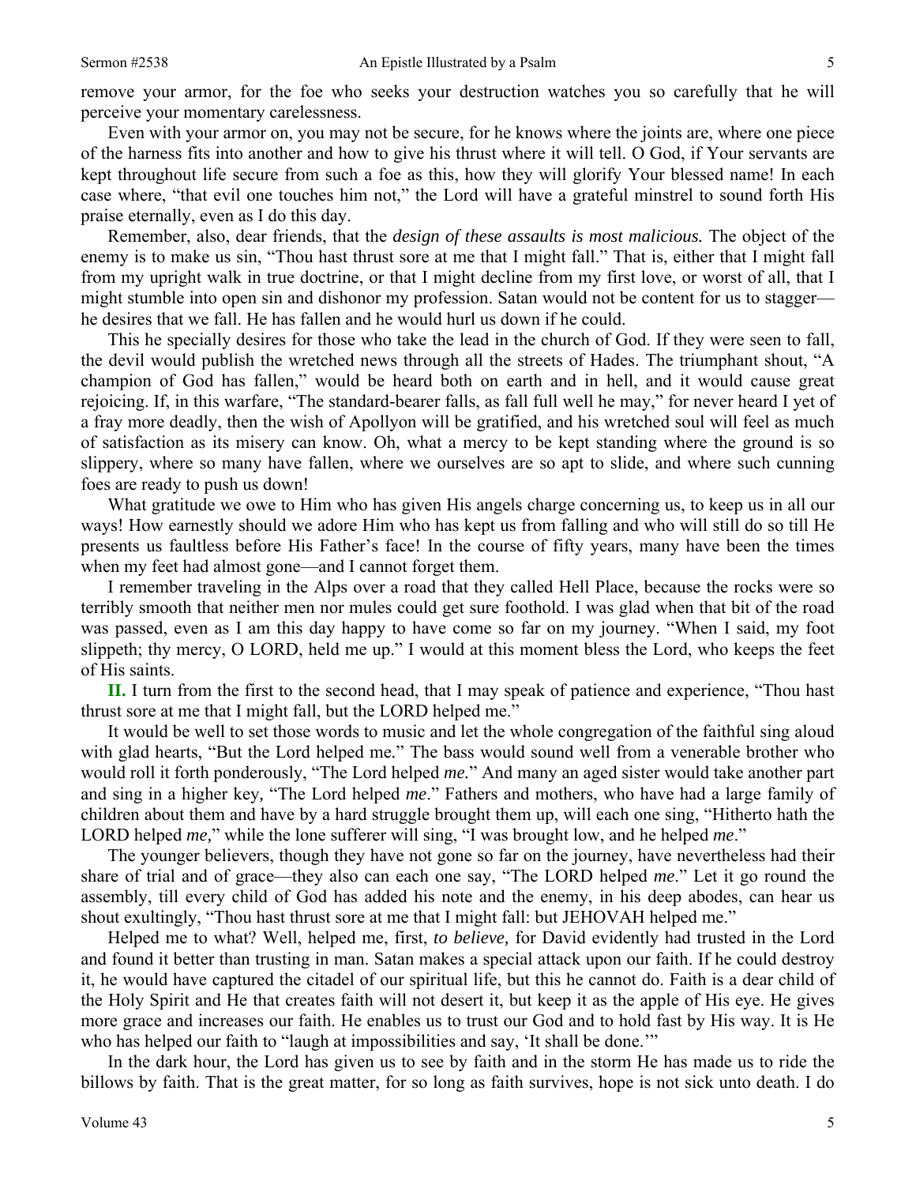remove your armor, for the foe who seeks your destruction watches you so carefully that he will perceive your momentary carelessness.

Even with your armor on, you may not be secure, for he knows where the joints are, where one piece of the harness fits into another and how to give his thrust where it will tell. O God, if Your servants are kept throughout life secure from such a foe as this, how they will glorify Your blessed name! In each case where, "that evil one touches him not," the Lord will have a grateful minstrel to sound forth His praise eternally, even as I do this day.

Remember, also, dear friends, that the *design of these assaults is most malicious.* The object of the enemy is to make us sin, "Thou hast thrust sore at me that I might fall." That is, either that I might fall from my upright walk in true doctrine, or that I might decline from my first love, or worst of all, that I might stumble into open sin and dishonor my profession. Satan would not be content for us to stagger—he desires that we fall. He has fallen and he would hurl us down if he could.

This he specially desires for those who take the lead in the church of God. If they were seen to fall, the devil would publish the wretched news through all the streets of Hades. The triumphant shout, "A champion of God has fallen," would be heard both on earth and in hell, and it would cause great rejoicing. If, in this warfare, "The standard-bearer falls, as fall full well he may," for never heard I yet of a fray more deadly, then the wish of Apollyon will be gratified, and his wretched soul will feel as much of satisfaction as its misery can know. Oh, what a mercy to be kept standing where the ground is so slippery, where so many have fallen, where we ourselves are so apt to slide, and where such cunning foes are ready to push us down!

What gratitude we owe to Him who has given His angels charge concerning us, to keep us in all our ways! How earnestly should we adore Him who has kept us from falling and who will still do so till He presents us faultless before His Father's face! In the course of fifty years, many have been the times when my feet had almost gone—and I cannot forget them.

I remember traveling in the Alps over a road that they called Hell Place, because the rocks were so terribly smooth that neither men nor mules could get sure foothold. I was glad when that bit of the road was passed, even as I am this day happy to have come so far on my journey. "When I said, my foot slippeth; thy mercy, O LORD, held me up." I would at this moment bless the Lord, who keeps the feet of His saints.

**II.** I turn from the first to the second head, that I may speak of patience and experience, "Thou hast thrust sore at me that I might fall, but the LORD helped me."

It would be well to set those words to music and let the whole congregation of the faithful sing aloud with glad hearts, "But the Lord helped me." The bass would sound well from a venerable brother who would roll it forth ponderously, "The Lord helped *me.*" And many an aged sister would take another part and sing in a higher key, "The Lord helped *me*." Fathers and mothers, who have had a large family of children about them and have by a hard struggle brought them up, will each one sing, "Hitherto hath the LORD helped *me,*" while the lone sufferer will sing, "I was brought low, and he helped *me*."

The younger believers, though they have not gone so far on the journey, have nevertheless had their share of trial and of grace—they also can each one say, "The LORD helped *me*." Let it go round the assembly, till every child of God has added his note and the enemy, in his deep abodes, can hear us shout exultingly, "Thou hast thrust sore at me that I might fall: but JEHOVAH helped me."

Helped me to what? Well, helped me, first, *to believe,* for David evidently had trusted in the Lord and found it better than trusting in man. Satan makes a special attack upon our faith. If he could destroy it, he would have captured the citadel of our spiritual life, but this he cannot do. Faith is a dear child of the Holy Spirit and He that creates faith will not desert it, but keep it as the apple of His eye. He gives more grace and increases our faith. He enables us to trust our God and to hold fast by His way. It is He who has helped our faith to "laugh at impossibilities and say, 'It shall be done.'"

In the dark hour, the Lord has given us to see by faith and in the storm He has made us to ride the billows by faith. That is the great matter, for so long as faith survives, hope is not sick unto death. I do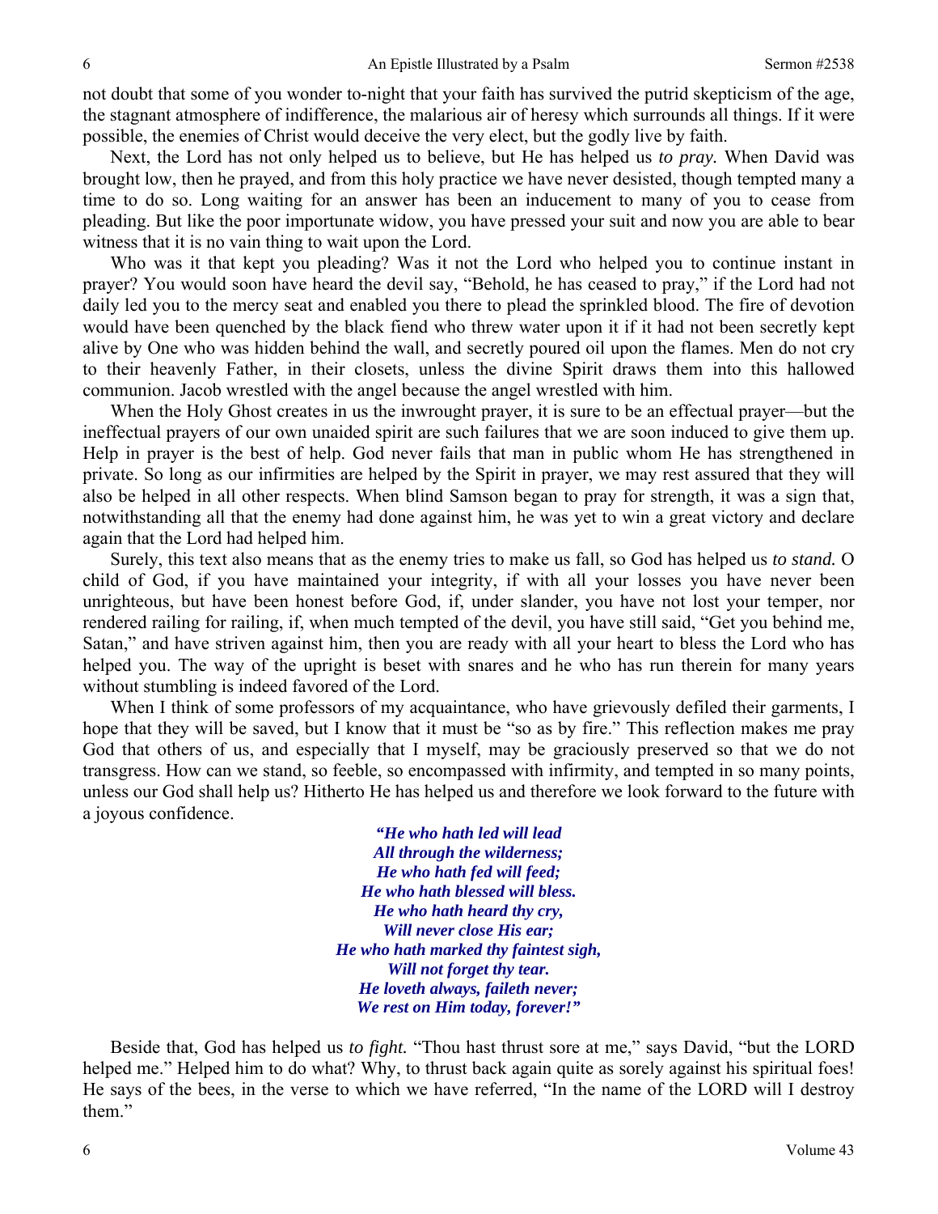not doubt that some of you wonder to-night that your faith has survived the putrid skepticism of the age, the stagnant atmosphere of indifference, the malarious air of heresy which surrounds all things. If it were possible, the enemies of Christ would deceive the very elect, but the godly live by faith.

Next, the Lord has not only helped us to believe, but He has helped us *to pray.* When David was brought low, then he prayed, and from this holy practice we have never desisted, though tempted many a time to do so. Long waiting for an answer has been an inducement to many of you to cease from pleading. But like the poor importunate widow, you have pressed your suit and now you are able to bear witness that it is no vain thing to wait upon the Lord.

Who was it that kept you pleading? Was it not the Lord who helped you to continue instant in prayer? You would soon have heard the devil say, "Behold, he has ceased to pray," if the Lord had not daily led you to the mercy seat and enabled you there to plead the sprinkled blood. The fire of devotion would have been quenched by the black fiend who threw water upon it if it had not been secretly kept alive by One who was hidden behind the wall, and secretly poured oil upon the flames. Men do not cry to their heavenly Father, in their closets, unless the divine Spirit draws them into this hallowed communion. Jacob wrestled with the angel because the angel wrestled with him.

When the Holy Ghost creates in us the inwrought prayer, it is sure to be an effectual prayer—but the ineffectual prayers of our own unaided spirit are such failures that we are soon induced to give them up. Help in prayer is the best of help. God never fails that man in public whom He has strengthened in private. So long as our infirmities are helped by the Spirit in prayer, we may rest assured that they will also be helped in all other respects. When blind Samson began to pray for strength, it was a sign that, notwithstanding all that the enemy had done against him, he was yet to win a great victory and declare again that the Lord had helped him.

Surely, this text also means that as the enemy tries to make us fall, so God has helped us *to stand.* O child of God, if you have maintained your integrity, if with all your losses you have never been unrighteous, but have been honest before God, if, under slander, you have not lost your temper, nor rendered railing for railing, if, when much tempted of the devil, you have still said, "Get you behind me, Satan," and have striven against him, then you are ready with all your heart to bless the Lord who has helped you. The way of the upright is beset with snares and he who has run therein for many years without stumbling is indeed favored of the Lord.

When I think of some professors of my acquaintance, who have grievously defiled their garments, I hope that they will be saved, but I know that it must be "so as by fire." This reflection makes me pray God that others of us, and especially that I myself, may be graciously preserved so that we do not transgress. How can we stand, so feeble, so encompassed with infirmity, and tempted in so many points, unless our God shall help us? Hitherto He has helped us and therefore we look forward to the future with a joyous confidence.

> ***"He who hath led will lead***
> ***All through the wilderness;***
> ***He who hath fed will feed;***
> ***He who hath blessed will bless.***
> ***He who hath heard thy cry,***
> ***Will never close His ear;***
> ***He who hath marked thy faintest sigh,***
> ***Will not forget thy tear.***
> ***He loveth always, faileth never;***
> ***We rest on Him today, forever!"***

Beside that, God has helped us *to fight.* "Thou hast thrust sore at me," says David, "but the LORD helped me." Helped him to do what? Why, to thrust back again quite as sorely against his spiritual foes! He says of the bees, in the verse to which we have referred, "In the name of the LORD will I destroy them."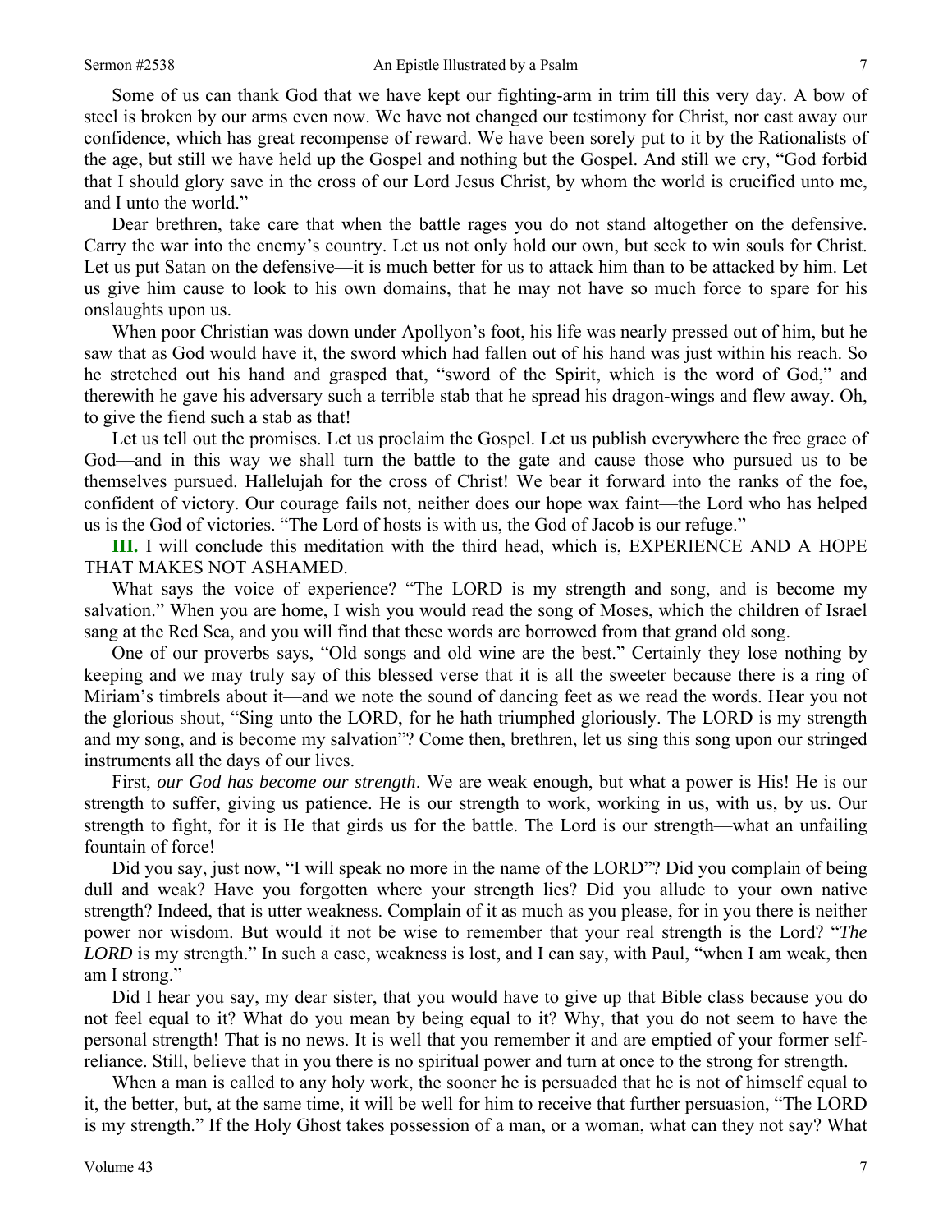Some of us can thank God that we have kept our fighting-arm in trim till this very day. A bow of steel is broken by our arms even now. We have not changed our testimony for Christ, nor cast away our confidence, which has great recompense of reward. We have been sorely put to it by the Rationalists of the age, but still we have held up the Gospel and nothing but the Gospel. And still we cry, "God forbid that I should glory save in the cross of our Lord Jesus Christ, by whom the world is crucified unto me, and I unto the world."

Dear brethren, take care that when the battle rages you do not stand altogether on the defensive. Carry the war into the enemy's country. Let us not only hold our own, but seek to win souls for Christ. Let us put Satan on the defensive—it is much better for us to attack him than to be attacked by him. Let us give him cause to look to his own domains, that he may not have so much force to spare for his onslaughts upon us.

When poor Christian was down under Apollyon's foot, his life was nearly pressed out of him, but he saw that as God would have it, the sword which had fallen out of his hand was just within his reach. So he stretched out his hand and grasped that, "sword of the Spirit, which is the word of God," and therewith he gave his adversary such a terrible stab that he spread his dragon-wings and flew away. Oh, to give the fiend such a stab as that!

Let us tell out the promises. Let us proclaim the Gospel. Let us publish everywhere the free grace of God—and in this way we shall turn the battle to the gate and cause those who pursued us to be themselves pursued. Hallelujah for the cross of Christ! We bear it forward into the ranks of the foe, confident of victory. Our courage fails not, neither does our hope wax faint—the Lord who has helped us is the God of victories. "The Lord of hosts is with us, the God of Jacob is our refuge."

**III.** I will conclude this meditation with the third head, which is, EXPERIENCE AND A HOPE THAT MAKES NOT ASHAMED.

What says the voice of experience? "The LORD is my strength and song, and is become my salvation." When you are home, I wish you would read the song of Moses, which the children of Israel sang at the Red Sea, and you will find that these words are borrowed from that grand old song.

One of our proverbs says, "Old songs and old wine are the best." Certainly they lose nothing by keeping and we may truly say of this blessed verse that it is all the sweeter because there is a ring of Miriam's timbrels about it—and we note the sound of dancing feet as we read the words. Hear you not the glorious shout, "Sing unto the LORD, for he hath triumphed gloriously. The LORD is my strength and my song, and is become my salvation"? Come then, brethren, let us sing this song upon our stringed instruments all the days of our lives.

First, *our God has become our strength*. We are weak enough, but what a power is His! He is our strength to suffer, giving us patience. He is our strength to work, working in us, with us, by us. Our strength to fight, for it is He that girds us for the battle. The Lord is our strength—what an unfailing fountain of force!

Did you say, just now, "I will speak no more in the name of the LORD"? Did you complain of being dull and weak? Have you forgotten where your strength lies? Did you allude to your own native strength? Indeed, that is utter weakness. Complain of it as much as you please, for in you there is neither power nor wisdom. But would it not be wise to remember that your real strength is the Lord? "*The LORD* is my strength." In such a case, weakness is lost, and I can say, with Paul, "when I am weak, then am I strong."

Did I hear you say, my dear sister, that you would have to give up that Bible class because you do not feel equal to it? What do you mean by being equal to it? Why, that you do not seem to have the personal strength! That is no news. It is well that you remember it and are emptied of your former self-reliance. Still, believe that in you there is no spiritual power and turn at once to the strong for strength.

When a man is called to any holy work, the sooner he is persuaded that he is not of himself equal to it, the better, but, at the same time, it will be well for him to receive that further persuasion, "The LORD is my strength." If the Holy Ghost takes possession of a man, or a woman, what can they not say? What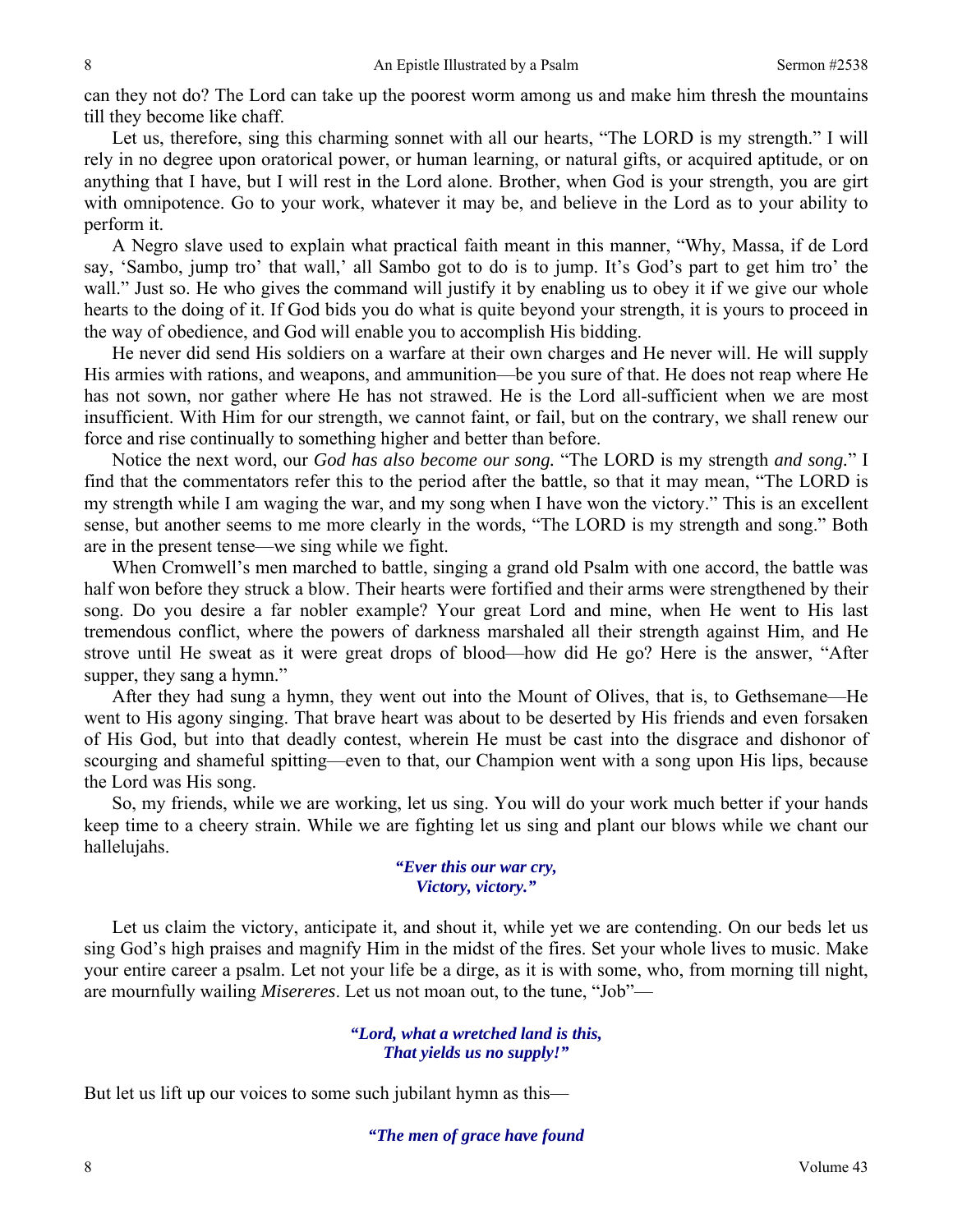can they not do? The Lord can take up the poorest worm among us and make him thresh the mountains till they become like chaff.

Let us, therefore, sing this charming sonnet with all our hearts, "The LORD is my strength." I will rely in no degree upon oratorical power, or human learning, or natural gifts, or acquired aptitude, or on anything that I have, but I will rest in the Lord alone. Brother, when God is your strength, you are girt with omnipotence. Go to your work, whatever it may be, and believe in the Lord as to your ability to perform it.

A Negro slave used to explain what practical faith meant in this manner, "Why, Massa, if de Lord say, 'Sambo, jump tro' that wall,' all Sambo got to do is to jump. It's God's part to get him tro' the wall." Just so. He who gives the command will justify it by enabling us to obey it if we give our whole hearts to the doing of it. If God bids you do what is quite beyond your strength, it is yours to proceed in the way of obedience, and God will enable you to accomplish His bidding.

He never did send His soldiers on a warfare at their own charges and He never will. He will supply His armies with rations, and weapons, and ammunition—be you sure of that. He does not reap where He has not sown, nor gather where He has not strawed. He is the Lord all-sufficient when we are most insufficient. With Him for our strength, we cannot faint, or fail, but on the contrary, we shall renew our force and rise continually to something higher and better than before.

Notice the next word, our *God has also become our song.* "The LORD is my strength *and song.*" I find that the commentators refer this to the period after the battle, so that it may mean, "The LORD is my strength while I am waging the war, and my song when I have won the victory." This is an excellent sense, but another seems to me more clearly in the words, "The LORD is my strength and song." Both are in the present tense—we sing while we fight.

When Cromwell's men marched to battle, singing a grand old Psalm with one accord, the battle was half won before they struck a blow. Their hearts were fortified and their arms were strengthened by their song. Do you desire a far nobler example? Your great Lord and mine, when He went to His last tremendous conflict, where the powers of darkness marshaled all their strength against Him, and He strove until He sweat as it were great drops of blood—how did He go? Here is the answer, "After supper, they sang a hymn."

After they had sung a hymn, they went out into the Mount of Olives, that is, to Gethsemane—He went to His agony singing. That brave heart was about to be deserted by His friends and even forsaken of His God, but into that deadly contest, wherein He must be cast into the disgrace and dishonor of scourging and shameful spitting—even to that, our Champion went with a song upon His lips, because the Lord was His song.

So, my friends, while we are working, let us sing. You will do your work much better if your hands keep time to a cheery strain. While we are fighting let us sing and plant our blows while we chant our hallelujahs.

> ***"Ever this our war cry,***
> ***Victory, victory."***

Let us claim the victory, anticipate it, and shout it, while yet we are contending. On our beds let us sing God's high praises and magnify Him in the midst of the fires. Set your whole lives to music. Make your entire career a psalm. Let not your life be a dirge, as it is with some, who, from morning till night, are mournfully wailing *Misereres*. Let us not moan out, to the tune, "Job"—

> ***"Lord, what a wretched land is this,***
> ***That yields us no supply!"***

But let us lift up our voices to some such jubilant hymn as this—

> ***"The men of grace have found***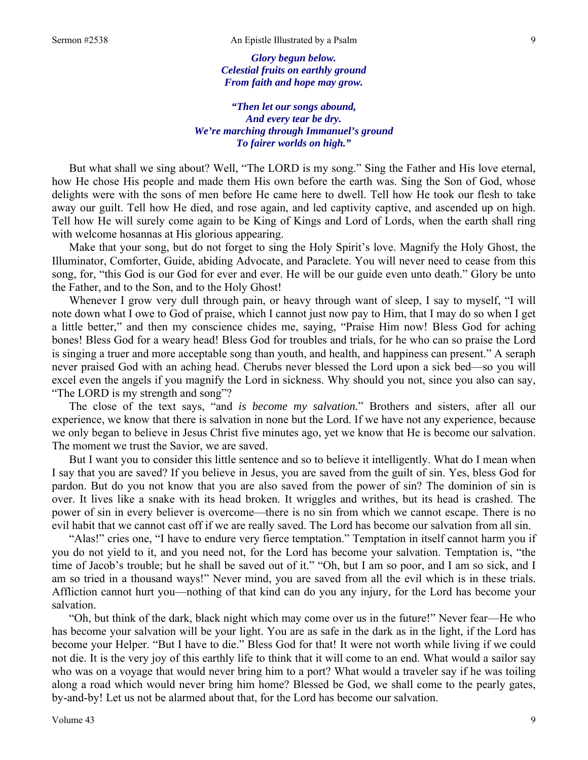*Glory begun below.*
*Celestial fruits on earthly ground*
*From faith and hope may grow.*

*"Then let our songs abound,*
*And every tear be dry.*
*We're marching through Immanuel's ground*
*To fairer worlds on high."*

But what shall we sing about? Well, "The LORD is my song." Sing the Father and His love eternal, how He chose His people and made them His own before the earth was. Sing the Son of God, whose delights were with the sons of men before He came here to dwell. Tell how He took our flesh to take away our guilt. Tell how He died, and rose again, and led captivity captive, and ascended up on high. Tell how He will surely come again to be King of Kings and Lord of Lords, when the earth shall ring with welcome hosannas at His glorious appearing.

Make that your song, but do not forget to sing the Holy Spirit's love. Magnify the Holy Ghost, the Illuminator, Comforter, Guide, abiding Advocate, and Paraclete. You will never need to cease from this song, for, "this God is our God for ever and ever. He will be our guide even unto death." Glory be unto the Father, and to the Son, and to the Holy Ghost!

Whenever I grow very dull through pain, or heavy through want of sleep, I say to myself, "I will note down what I owe to God of praise, which I cannot just now pay to Him, that I may do so when I get a little better," and then my conscience chides me, saying, "Praise Him now! Bless God for aching bones! Bless God for a weary head! Bless God for troubles and trials, for he who can so praise the Lord is singing a truer and more acceptable song than youth, and health, and happiness can present." A seraph never praised God with an aching head. Cherubs never blessed the Lord upon a sick bed—so you will excel even the angels if you magnify the Lord in sickness. Why should you not, since you also can say, "The LORD is my strength and song"?

The close of the text says, "and *is become my salvation.*" Brothers and sisters, after all our experience, we know that there is salvation in none but the Lord. If we have not any experience, because we only began to believe in Jesus Christ five minutes ago, yet we know that He is become our salvation. The moment we trust the Savior, we are saved.

But I want you to consider this little sentence and so to believe it intelligently. What do I mean when I say that you are saved? If you believe in Jesus, you are saved from the guilt of sin. Yes, bless God for pardon. But do you not know that you are also saved from the power of sin? The dominion of sin is over. It lives like a snake with its head broken. It wriggles and writhes, but its head is crashed. The power of sin in every believer is overcome—there is no sin from which we cannot escape. There is no evil habit that we cannot cast off if we are really saved. The Lord has become our salvation from all sin.

"Alas!" cries one, "I have to endure very fierce temptation." Temptation in itself cannot harm you if you do not yield to it, and you need not, for the Lord has become your salvation. Temptation is, "the time of Jacob's trouble; but he shall be saved out of it." "Oh, but I am so poor, and I am so sick, and I am so tried in a thousand ways!" Never mind, you are saved from all the evil which is in these trials. Affliction cannot hurt you—nothing of that kind can do you any injury, for the Lord has become your salvation.

"Oh, but think of the dark, black night which may come over us in the future!" Never fear—He who has become your salvation will be your light. You are as safe in the dark as in the light, if the Lord has become your Helper. "But I have to die." Bless God for that! It were not worth while living if we could not die. It is the very joy of this earthly life to think that it will come to an end. What would a sailor say who was on a voyage that would never bring him to a port? What would a traveler say if he was toiling along a road which would never bring him home? Blessed be God, we shall come to the pearly gates, by-and-by! Let us not be alarmed about that, for the Lord has become our salvation.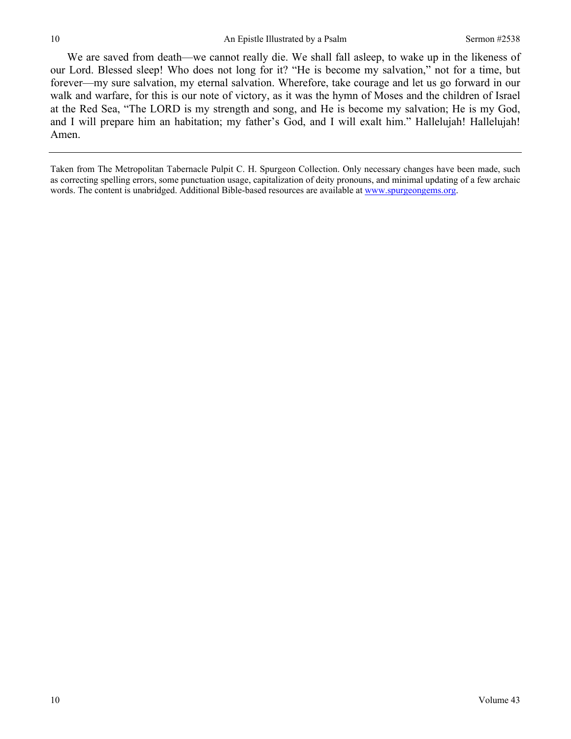We are saved from death—we cannot really die. We shall fall asleep, to wake up in the likeness of our Lord. Blessed sleep! Who does not long for it? "He is become my salvation," not for a time, but forever—my sure salvation, my eternal salvation. Wherefore, take courage and let us go forward in our walk and warfare, for this is our note of victory, as it was the hymn of Moses and the children of Israel at the Red Sea, "The LORD is my strength and song, and He is become my salvation; He is my God, and I will prepare him an habitation; my father's God, and I will exalt him." Hallelujah! Hallelujah! Amen.

---

Taken from The Metropolitan Tabernacle Pulpit C. H. Spurgeon Collection. Only necessary changes have been made, such as correcting spelling errors, some punctuation usage, capitalization of deity pronouns, and minimal updating of a few archaic words. The content is unabridged. Additional Bible-based resources are available at [www.spurgeongems.org](http://www.spurgeongems.org).